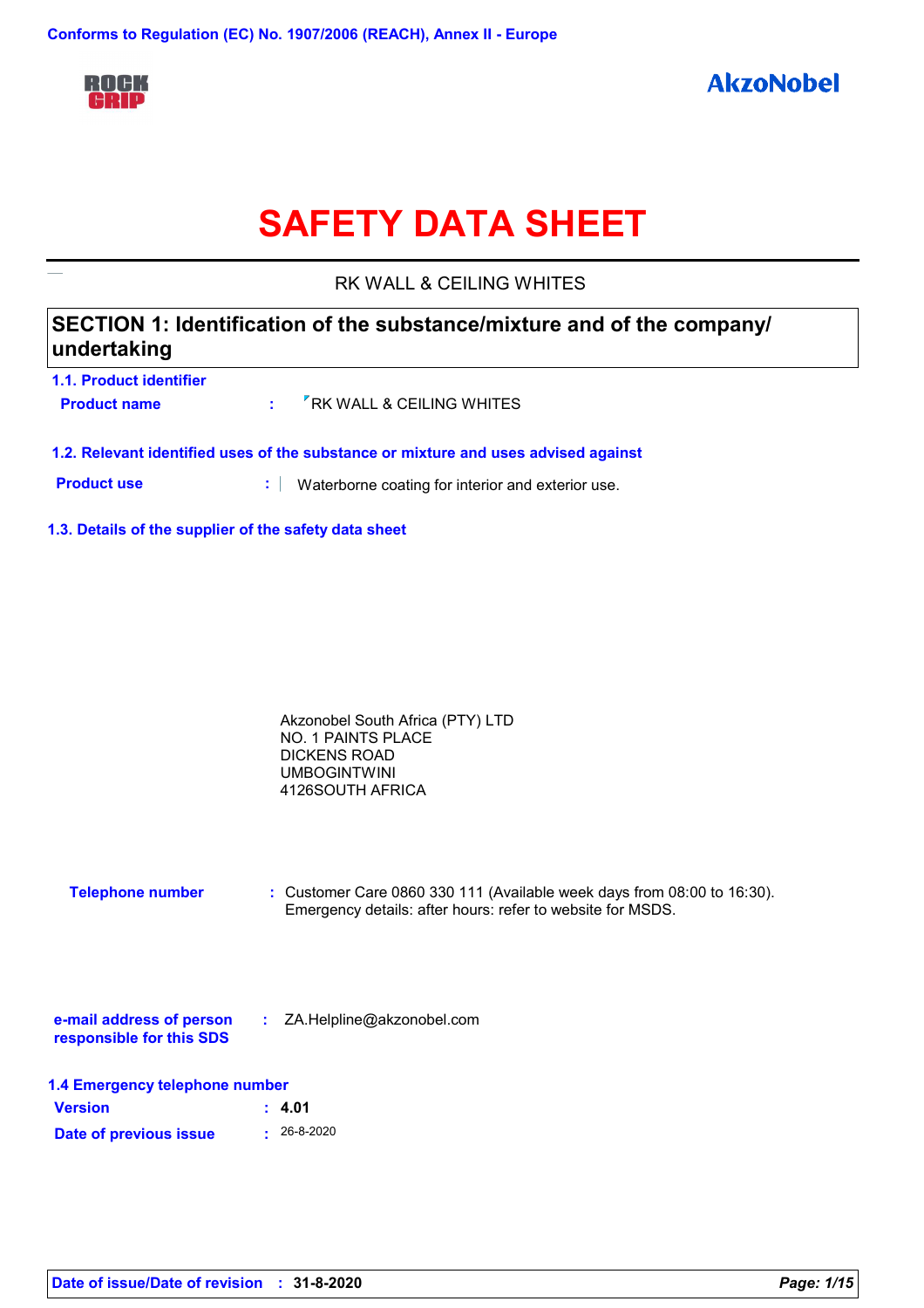Conforms to Regulation (EC) No. 1907/2006 (REACH), Annex II - Europe

ROCK GRIP

AkzoNobel

# SAFETY DATA SHEET

RK WALL & CEILING WHITES

## SECTION 1: Identification of the substance/mixture and of the company/ undertaking

### 1.1. Product identifier

**Product name** : RK WALL & CEILING WHITES

### 1.2. Relevant identified uses of the substance or mixture and uses advised against

**Product use** : Waterborne coating for interior and exterior use.

### 1.3. Details of the supplier of the safety data sheet

Akzonobel South Africa (PTY) LTD
NO. 1 PAINTS PLACE
DICKENS ROAD
UMBOGINTWINI
4126SOUTH AFRICA

**Telephone number** : Customer Care 0860 330 111 (Available week days from 08:00 to 16:30).
Emergency details: after hours: refer to website for MSDS.

**e-mail address of person responsible for this SDS** : ZA.Helpline@akzonobel.com

### 1.4 Emergency telephone number

**Version** : **4.01**

**Date of previous issue** : 26-8-2020

**Date of issue/Date of revision** : **31-8-2020**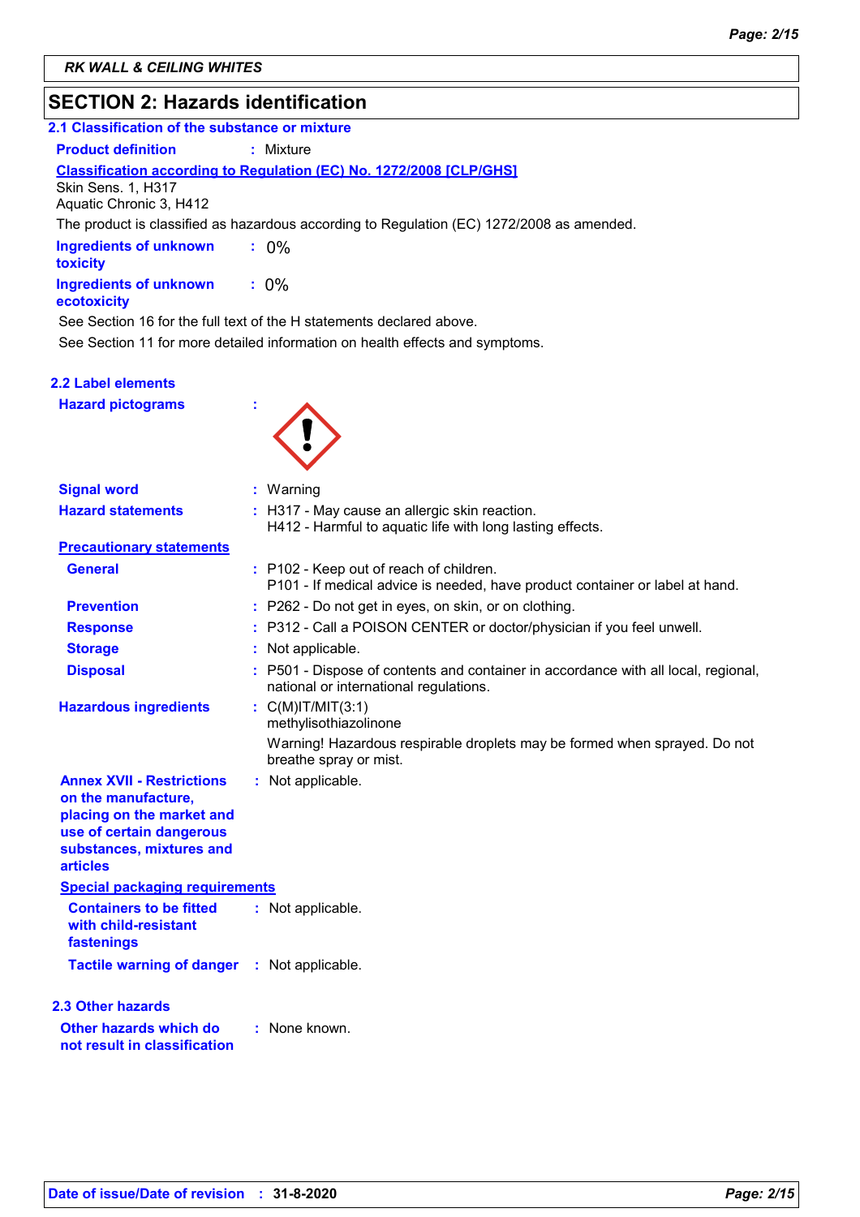## SECTION 2: Hazards identification

### 2.1 Classification of the substance or mixture

**Product definition** : Mixture

**Classification according to Regulation (EC) No. 1272/2008 [CLP/GHS]**

Skin Sens. 1, H317
Aquatic Chronic 3, H412

The product is classified as hazardous according to Regulation (EC) 1272/2008 as amended.

**Ingredients of unknown toxicity** : 0%

**Ingredients of unknown ecotoxicity** : 0%

See Section 16 for the full text of the H statements declared above.

See Section 11 for more detailed information on health effects and symptoms.

### 2.2 Label elements

**Hazard pictograms** :

**Signal word** : Warning

**Hazard statements** : H317 - May cause an allergic skin reaction.
H412 - Harmful to aquatic life with long lasting effects.

**Precautionary statements**

**General** : P102 - Keep out of reach of children.
P101 - If medical advice is needed, have product container or label at hand.

**Prevention** : P262 - Do not get in eyes, on skin, or on clothing.

**Response** : P312 - Call a POISON CENTER or doctor/physician if you feel unwell.

**Storage** : Not applicable.

**Disposal** : P501 - Dispose of contents and container in accordance with all local, regional, national or international regulations.

**Hazardous ingredients** : C(M)IT/MIT(3:1)
methylisothiazolinone

Warning! Hazardous respirable droplets may be formed when sprayed. Do not breathe spray or mist.

**Annex XVII - Restrictions on the manufacture, placing on the market and use of certain dangerous substances, mixtures and articles** : Not applicable.

**Special packaging requirements**

**Containers to be fitted with child-resistant fastenings** : Not applicable.

**Tactile warning of danger** : Not applicable.

### 2.3 Other hazards

**Other hazards which do not result in classification** : None known.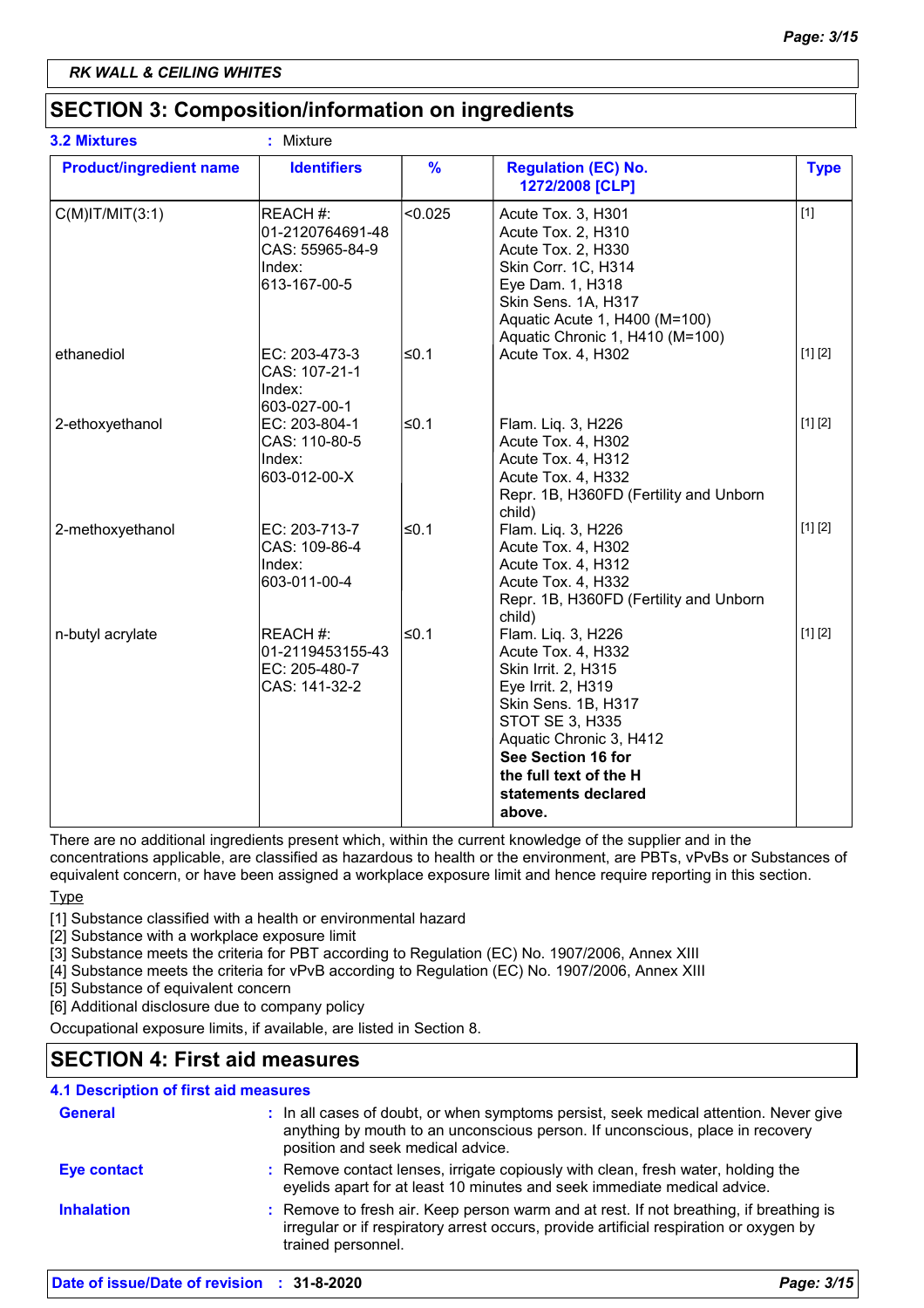**RK WALL & CEILING WHITES**

## SECTION 3: Composition/information on ingredients

**3.2 Mixtures** : Mixture

| Product/ingredient name | Identifiers | % | Regulation (EC) No. 1272/2008 [CLP] | Type |
|---|---|---|---|---|
| C(M)IT/MIT(3:1) | REACH #: 01-2120764691-48<br>CAS: 55965-84-9<br>Index: 613-167-00-5 | <0.025 | Acute Tox. 3, H301<br>Acute Tox. 2, H310<br>Acute Tox. 2, H330<br>Skin Corr. 1C, H314<br>Eye Dam. 1, H318<br>Skin Sens. 1A, H317<br>Aquatic Acute 1, H400 (M=100)<br>Aquatic Chronic 1, H410 (M=100) | [1] |
| ethanediol | EC: 203-473-3<br>CAS: 107-21-1<br>Index: 603-027-00-1 | ≤0.1 | Acute Tox. 4, H302 | [1] [2] |
| 2-ethoxyethanol | EC: 203-804-1<br>CAS: 110-80-5<br>Index: 603-012-00-X | ≤0.1 | Flam. Liq. 3, H226<br>Acute Tox. 4, H302<br>Acute Tox. 4, H312<br>Acute Tox. 4, H332<br>Repr. 1B, H360FD (Fertility and Unborn child) | [1] [2] |
| 2-methoxyethanol | EC: 203-713-7<br>CAS: 109-86-4<br>Index: 603-011-00-4 | ≤0.1 | Flam. Liq. 3, H226<br>Acute Tox. 4, H302<br>Acute Tox. 4, H312<br>Acute Tox. 4, H332<br>Repr. 1B, H360FD (Fertility and Unborn child) | [1] [2] |
| n-butyl acrylate | REACH #: 01-2119453155-43<br>EC: 205-480-7<br>CAS: 141-32-2 | ≤0.1 | Flam. Liq. 3, H226<br>Acute Tox. 4, H332<br>Skin Irrit. 2, H315<br>Eye Irrit. 2, H319<br>Skin Sens. 1B, H317<br>STOT SE 3, H335<br>Aquatic Chronic 3, H412<br>**See Section 16 for the full text of the H statements declared above.** | [1] [2] |

There are no additional ingredients present which, within the current knowledge of the supplier and in the concentrations applicable, are classified as hazardous to health or the environment, are PBTs, vPvBs or Substances of equivalent concern, or have been assigned a workplace exposure limit and hence require reporting in this section.

Type

[1] Substance classified with a health or environmental hazard
[2] Substance with a workplace exposure limit
[3] Substance meets the criteria for PBT according to Regulation (EC) No. 1907/2006, Annex XIII
[4] Substance meets the criteria for vPvB according to Regulation (EC) No. 1907/2006, Annex XIII
[5] Substance of equivalent concern
[6] Additional disclosure due to company policy

Occupational exposure limits, if available, are listed in Section 8.

## SECTION 4: First aid measures

### 4.1 Description of first aid measures

**General** : In all cases of doubt, or when symptoms persist, seek medical attention. Never give anything by mouth to an unconscious person. If unconscious, place in recovery position and seek medical advice.

**Eye contact** : Remove contact lenses, irrigate copiously with clean, fresh water, holding the eyelids apart for at least 10 minutes and seek immediate medical advice.

**Inhalation** : Remove to fresh air. Keep person warm and at rest. If not breathing, if breathing is irregular or if respiratory arrest occurs, provide artificial respiration or oxygen by trained personnel.

**Date of issue/Date of revision** : **31-8-2020**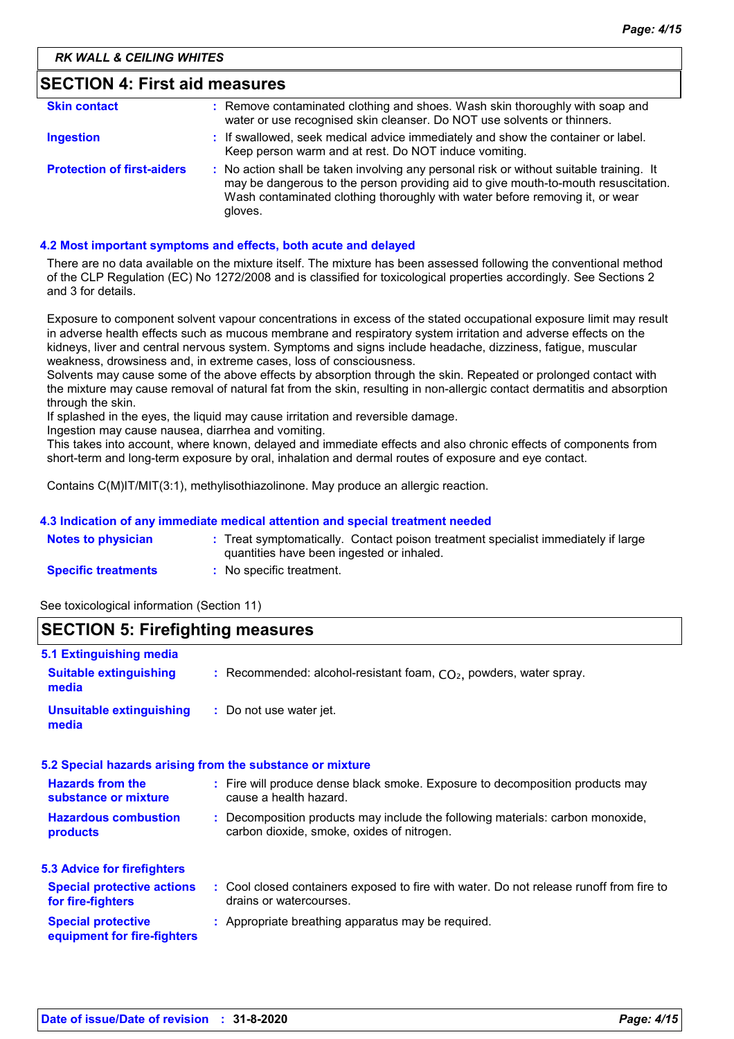RK WALL & CEILING WHITES

## SECTION 4: First aid measures

| | |
|---|---|
| **Skin contact** | : Remove contaminated clothing and shoes. Wash skin thoroughly with soap and water or use recognised skin cleanser. Do NOT use solvents or thinners. |
| **Ingestion** | : If swallowed, seek medical advice immediately and show the container or label. Keep person warm and at rest. Do NOT induce vomiting. |
| **Protection of first-aiders** | : No action shall be taken involving any personal risk or without suitable training. It may be dangerous to the person providing aid to give mouth-to-mouth resuscitation. Wash contaminated clothing thoroughly with water before removing it, or wear gloves. |

### 4.2 Most important symptoms and effects, both acute and delayed

There are no data available on the mixture itself. The mixture has been assessed following the conventional method of the CLP Regulation (EC) No 1272/2008 and is classified for toxicological properties accordingly. See Sections 2 and 3 for details.

Exposure to component solvent vapour concentrations in excess of the stated occupational exposure limit may result in adverse health effects such as mucous membrane and respiratory system irritation and adverse effects on the kidneys, liver and central nervous system. Symptoms and signs include headache, dizziness, fatigue, muscular weakness, drowsiness and, in extreme cases, loss of consciousness.
Solvents may cause some of the above effects by absorption through the skin. Repeated or prolonged contact with the mixture may cause removal of natural fat from the skin, resulting in non-allergic contact dermatitis and absorption through the skin.
If splashed in the eyes, the liquid may cause irritation and reversible damage.
Ingestion may cause nausea, diarrhea and vomiting.
This takes into account, where known, delayed and immediate effects and also chronic effects of components from short-term and long-term exposure by oral, inhalation and dermal routes of exposure and eye contact.

Contains C(M)IT/MIT(3:1), methylisothiazolinone. May produce an allergic reaction.

### 4.3 Indication of any immediate medical attention and special treatment needed

| | |
|---|---|
| **Notes to physician** | : Treat symptomatically. Contact poison treatment specialist immediately if large quantities have been ingested or inhaled. |
| **Specific treatments** | : No specific treatment. |

See toxicological information (Section 11)

## SECTION 5: Firefighting measures

### 5.1 Extinguishing media

| | |
|---|---|
| **Suitable extinguishing media** | : Recommended: alcohol-resistant foam, $CO_2$, powders, water spray. |
| **Unsuitable extinguishing media** | : Do not use water jet. |

### 5.2 Special hazards arising from the substance or mixture

| | |
|---|---|
| **Hazards from the substance or mixture** | : Fire will produce dense black smoke. Exposure to decomposition products may cause a health hazard. |
| **Hazardous combustion products** | : Decomposition products may include the following materials: carbon monoxide, carbon dioxide, smoke, oxides of nitrogen. |

### 5.3 Advice for firefighters

| | |
|---|---|
| **Special protective actions for fire-fighters** | : Cool closed containers exposed to fire with water. Do not release runoff from fire to drains or watercourses. |
| **Special protective equipment for fire-fighters** | : Appropriate breathing apparatus may be required. |

**Date of issue/Date of revision** : **31-8-2020**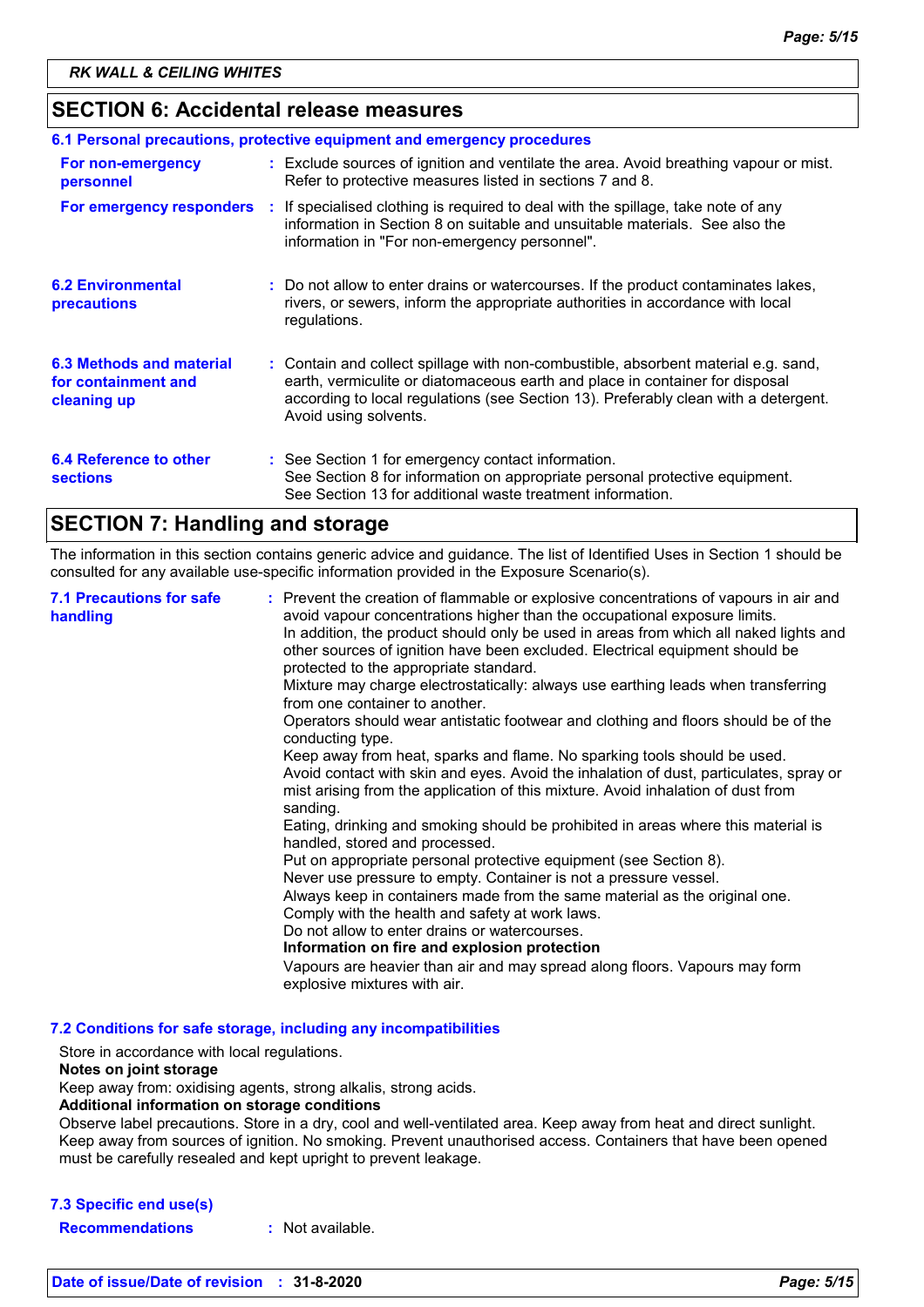## SECTION 6: Accidental release measures

### 6.1 Personal precautions, protective equipment and emergency procedures

| | |
|---|---|
| **For non-emergency personnel** | : Exclude sources of ignition and ventilate the area. Avoid breathing vapour or mist. Refer to protective measures listed in sections 7 and 8. |
| **For emergency responders** | : If specialised clothing is required to deal with the spillage, take note of any information in Section 8 on suitable and unsuitable materials. See also the information in "For non-emergency personnel". |

**6.2 Environmental precautions** : Do not allow to enter drains or watercourses. If the product contaminates lakes, rivers, or sewers, inform the appropriate authorities in accordance with local regulations.

**6.3 Methods and material for containment and cleaning up** : Contain and collect spillage with non-combustible, absorbent material e.g. sand, earth, vermiculite or diatomaceous earth and place in container for disposal according to local regulations (see Section 13). Preferably clean with a detergent. Avoid using solvents.

**6.4 Reference to other sections** : See Section 1 for emergency contact information.
See Section 8 for information on appropriate personal protective equipment.
See Section 13 for additional waste treatment information.

## SECTION 7: Handling and storage

The information in this section contains generic advice and guidance. The list of Identified Uses in Section 1 should be consulted for any available use-specific information provided in the Exposure Scenario(s).

**7.1 Precautions for safe handling** : Prevent the creation of flammable or explosive concentrations of vapours in air and avoid vapour concentrations higher than the occupational exposure limits.
In addition, the product should only be used in areas from which all naked lights and other sources of ignition have been excluded. Electrical equipment should be protected to the appropriate standard.
Mixture may charge electrostatically: always use earthing leads when transferring from one container to another.
Operators should wear antistatic footwear and clothing and floors should be of the conducting type.
Keep away from heat, sparks and flame. No sparking tools should be used.
Avoid contact with skin and eyes. Avoid the inhalation of dust, particulates, spray or mist arising from the application of this mixture. Avoid inhalation of dust from sanding.
Eating, drinking and smoking should be prohibited in areas where this material is handled, stored and processed.
Put on appropriate personal protective equipment (see Section 8).
Never use pressure to empty. Container is not a pressure vessel.
Always keep in containers made from the same material as the original one.
Comply with the health and safety at work laws.
Do not allow to enter drains or watercourses.
**Information on fire and explosion protection**
Vapours are heavier than air and may spread along floors. Vapours may form explosive mixtures with air.

### 7.2 Conditions for safe storage, including any incompatibilities

Store in accordance with local regulations.
**Notes on joint storage**
Keep away from: oxidising agents, strong alkalis, strong acids.
**Additional information on storage conditions**
Observe label precautions. Store in a dry, cool and well-ventilated area. Keep away from heat and direct sunlight. Keep away from sources of ignition. No smoking. Prevent unauthorised access. Containers that have been opened must be carefully resealed and kept upright to prevent leakage.

### 7.3 Specific end use(s)

**Recommendations** : Not available.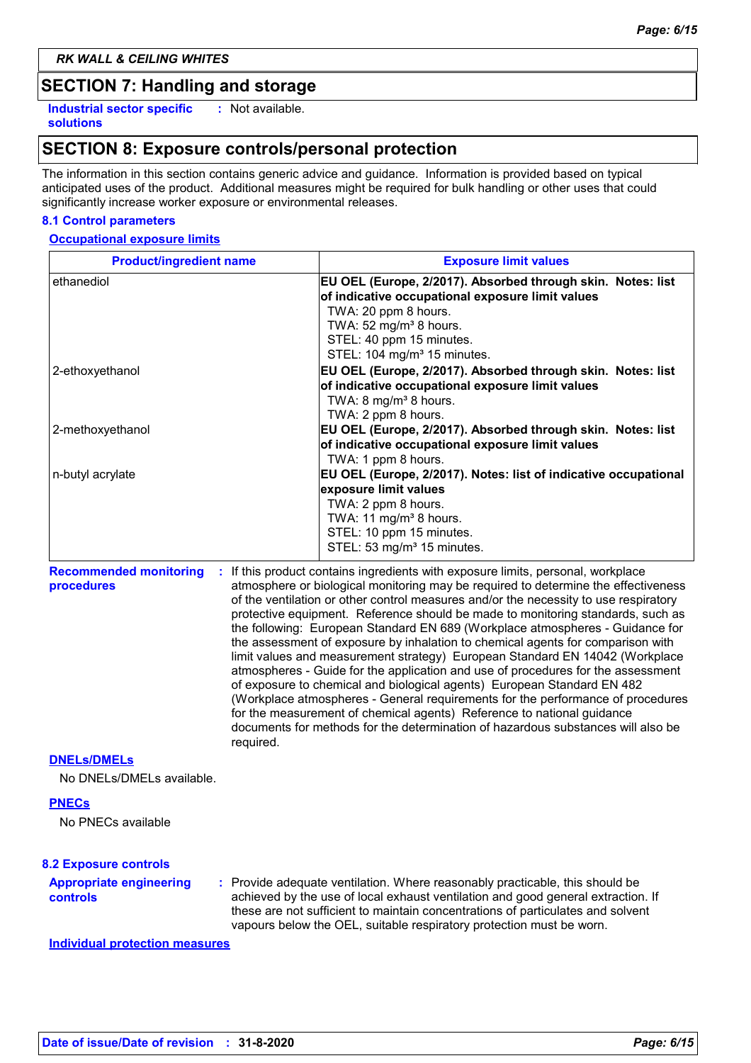**RK WALL & CEILING WHITES**

## SECTION 7: Handling and storage

**Industrial sector specific solutions** : Not available.

## SECTION 8: Exposure controls/personal protection

The information in this section contains generic advice and guidance. Information is provided based on typical anticipated uses of the product. Additional measures might be required for bulk handling or other uses that could significantly increase worker exposure or environmental releases.

### 8.1 Control parameters

**Occupational exposure limits**

| Product/ingredient name | Exposure limit values |
|---|---|
| ethanediol | **EU OEL (Europe, 2/2017). Absorbed through skin. Notes: list of indicative occupational exposure limit values**<br>TWA: 20 ppm 8 hours.<br>TWA: 52 mg/m³ 8 hours.<br>STEL: 40 ppm 15 minutes.<br>STEL: 104 mg/m³ 15 minutes. |
| 2-ethoxyethanol | **EU OEL (Europe, 2/2017). Absorbed through skin. Notes: list of indicative occupational exposure limit values**<br>TWA: 8 mg/m³ 8 hours.<br>TWA: 2 ppm 8 hours. |
| 2-methoxyethanol | **EU OEL (Europe, 2/2017). Absorbed through skin. Notes: list of indicative occupational exposure limit values**<br>TWA: 1 ppm 8 hours. |
| n-butyl acrylate | **EU OEL (Europe, 2/2017). Notes: list of indicative occupational exposure limit values**<br>TWA: 2 ppm 8 hours.<br>TWA: 11 mg/m³ 8 hours.<br>STEL: 10 ppm 15 minutes.<br>STEL: 53 mg/m³ 15 minutes. |

**Recommended monitoring procedures** : If this product contains ingredients with exposure limits, personal, workplace atmosphere or biological monitoring may be required to determine the effectiveness of the ventilation or other control measures and/or the necessity to use respiratory protective equipment. Reference should be made to monitoring standards, such as the following: European Standard EN 689 (Workplace atmospheres - Guidance for the assessment of exposure by inhalation to chemical agents for comparison with limit values and measurement strategy) European Standard EN 14042 (Workplace atmospheres - Guide for the application and use of procedures for the assessment of exposure to chemical and biological agents) European Standard EN 482 (Workplace atmospheres - General requirements for the performance of procedures for the measurement of chemical agents) Reference to national guidance documents for methods for the determination of hazardous substances will also be required.

**DNELs/DMELs**

No DNELs/DMELs available.

**PNECs**

No PNECs available

### 8.2 Exposure controls

**Appropriate engineering controls** : Provide adequate ventilation. Where reasonably practicable, this should be achieved by the use of local exhaust ventilation and good general extraction. If these are not sufficient to maintain concentrations of particulates and solvent vapours below the OEL, suitable respiratory protection must be worn.

**Individual protection measures**

**Date of issue/Date of revision** : **31-8-2020**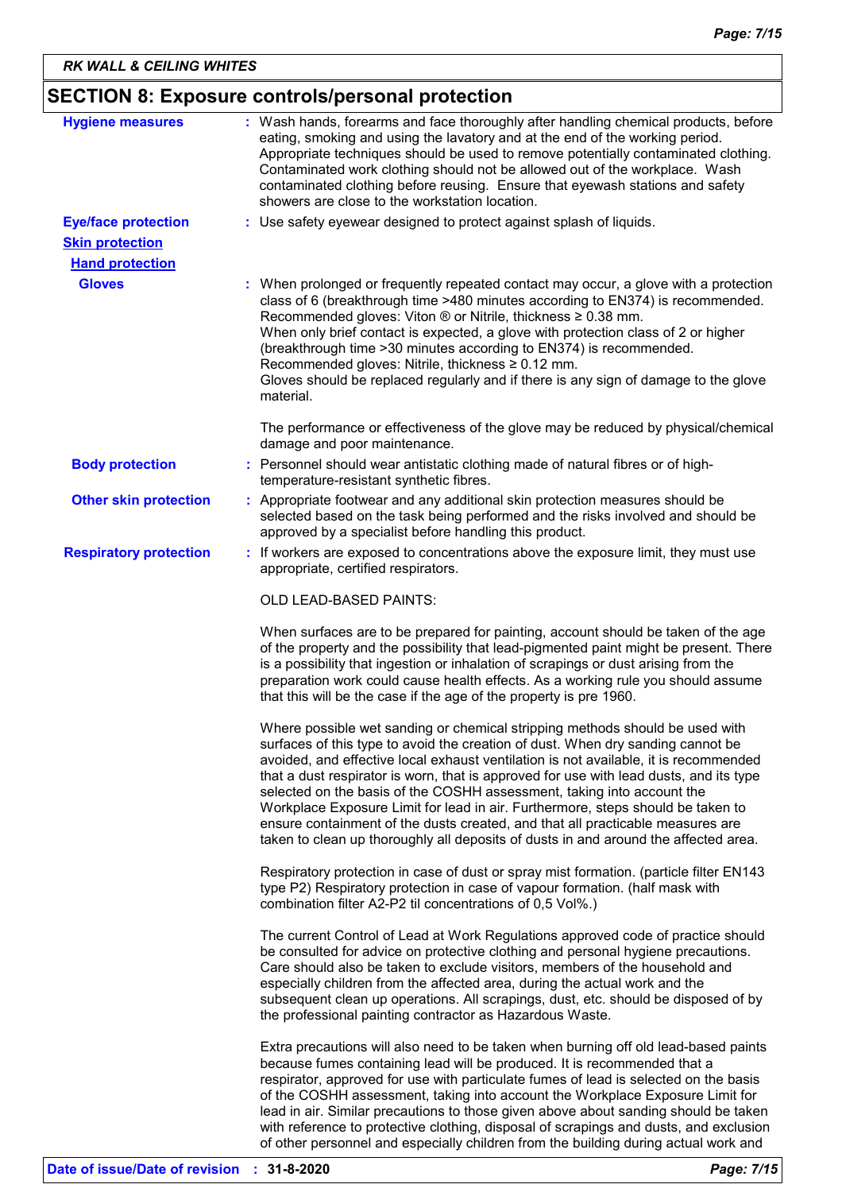## SECTION 8: Exposure controls/personal protection

**Hygiene measures** : Wash hands, forearms and face thoroughly after handling chemical products, before eating, smoking and using the lavatory and at the end of the working period. Appropriate techniques should be used to remove potentially contaminated clothing. Contaminated work clothing should not be allowed out of the workplace. Wash contaminated clothing before reusing. Ensure that eyewash stations and safety showers are close to the workstation location.

**Eye/face protection** : Use safety eyewear designed to protect against splash of liquids.

**Skin protection**

**Hand protection**

**Gloves** : When prolonged or frequently repeated contact may occur, a glove with a protection class of 6 (breakthrough time >480 minutes according to EN374) is recommended. Recommended gloves: Viton ® or Nitrile, thickness ≥ 0.38 mm.
When only brief contact is expected, a glove with protection class of 2 or higher (breakthrough time >30 minutes according to EN374) is recommended.
Recommended gloves: Nitrile, thickness ≥ 0.12 mm.
Gloves should be replaced regularly and if there is any sign of damage to the glove material.

The performance or effectiveness of the glove may be reduced by physical/chemical damage and poor maintenance.

**Body protection** : Personnel should wear antistatic clothing made of natural fibres or of high-temperature-resistant synthetic fibres.

**Other skin protection** : Appropriate footwear and any additional skin protection measures should be selected based on the task being performed and the risks involved and should be approved by a specialist before handling this product.

**Respiratory protection** : If workers are exposed to concentrations above the exposure limit, they must use appropriate, certified respirators.

OLD LEAD-BASED PAINTS:

When surfaces are to be prepared for painting, account should be taken of the age of the property and the possibility that lead-pigmented paint might be present. There is a possibility that ingestion or inhalation of scrapings or dust arising from the preparation work could cause health effects. As a working rule you should assume that this will be the case if the age of the property is pre 1960.

Where possible wet sanding or chemical stripping methods should be used with surfaces of this type to avoid the creation of dust. When dry sanding cannot be avoided, and effective local exhaust ventilation is not available, it is recommended that a dust respirator is worn, that is approved for use with lead dusts, and its type selected on the basis of the COSHH assessment, taking into account the Workplace Exposure Limit for lead in air. Furthermore, steps should be taken to ensure containment of the dusts created, and that all practicable measures are taken to clean up thoroughly all deposits of dusts in and around the affected area.

Respiratory protection in case of dust or spray mist formation. (particle filter EN143 type P2) Respiratory protection in case of vapour formation. (half mask with combination filter A2-P2 til concentrations of 0,5 Vol%.)

The current Control of Lead at Work Regulations approved code of practice should be consulted for advice on protective clothing and personal hygiene precautions. Care should also be taken to exclude visitors, members of the household and especially children from the affected area, during the actual work and the subsequent clean up operations. All scrapings, dust, etc. should be disposed of by the professional painting contractor as Hazardous Waste.

Extra precautions will also need to be taken when burning off old lead-based paints because fumes containing lead will be produced. It is recommended that a respirator, approved for use with particulate fumes of lead is selected on the basis of the COSHH assessment, taking into account the Workplace Exposure Limit for lead in air. Similar precautions to those given above about sanding should be taken with reference to protective clothing, disposal of scrapings and dusts, and exclusion of other personnel and especially children from the building during actual work and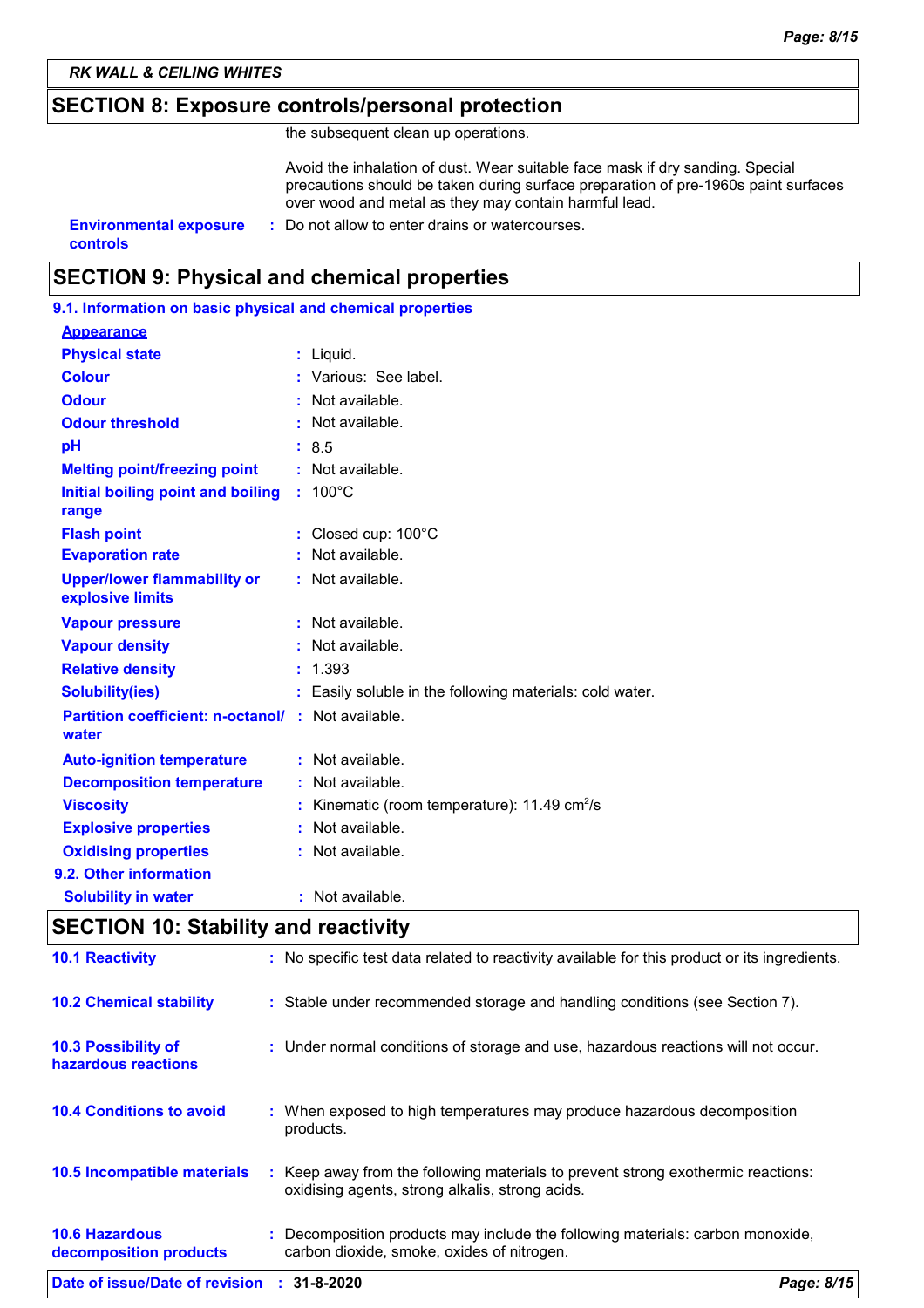## SECTION 8: Exposure controls/personal protection

the subsequent clean up operations.

Avoid the inhalation of dust. Wear suitable face mask if dry sanding. Special precautions should be taken during surface preparation of pre-1960s paint surfaces over wood and metal as they may contain harmful lead.

| | |
|---|---|
| **Environmental exposure controls** | : Do not allow to enter drains or watercourses. |

## SECTION 9: Physical and chemical properties

### 9.1. Information on basic physical and chemical properties

**Appearance**

| | |
|---|---|
| **Physical state** | : Liquid. |
| **Colour** | : Various: See label. |
| **Odour** | : Not available. |
| **Odour threshold** | : Not available. |
| **pH** | : 8.5 |
| **Melting point/freezing point** | : Not available. |
| **Initial boiling point and boiling range** | : 100°C |
| **Flash point** | : Closed cup: 100°C |
| **Evaporation rate** | : Not available. |
| **Upper/lower flammability or explosive limits** | : Not available. |
| **Vapour pressure** | : Not available. |
| **Vapour density** | : Not available. |
| **Relative density** | : 1.393 |
| **Solubility(ies)** | : Easily soluble in the following materials: cold water. |
| **Partition coefficient: n-octanol/ water** | : Not available. |
| **Auto-ignition temperature** | : Not available. |
| **Decomposition temperature** | : Not available. |
| **Viscosity** | : Kinematic (room temperature): 11.49 $cm^2/s$ |
| **Explosive properties** | : Not available. |
| **Oxidising properties** | : Not available. |

### 9.2. Other information

| | |
|---|---|
| **Solubility in water** | : Not available. |

## SECTION 10: Stability and reactivity

| | |
|---|---|
| **10.1 Reactivity** | : No specific test data related to reactivity available for this product or its ingredients. |
| **10.2 Chemical stability** | : Stable under recommended storage and handling conditions (see Section 7). |
| **10.3 Possibility of hazardous reactions** | : Under normal conditions of storage and use, hazardous reactions will not occur. |
| **10.4 Conditions to avoid** | : When exposed to high temperatures may produce hazardous decomposition products. |
| **10.5 Incompatible materials** | : Keep away from the following materials to prevent strong exothermic reactions: oxidising agents, strong alkalis, strong acids. |
| **10.6 Hazardous decomposition products** | : Decomposition products may include the following materials: carbon monoxide, carbon dioxide, smoke, oxides of nitrogen. |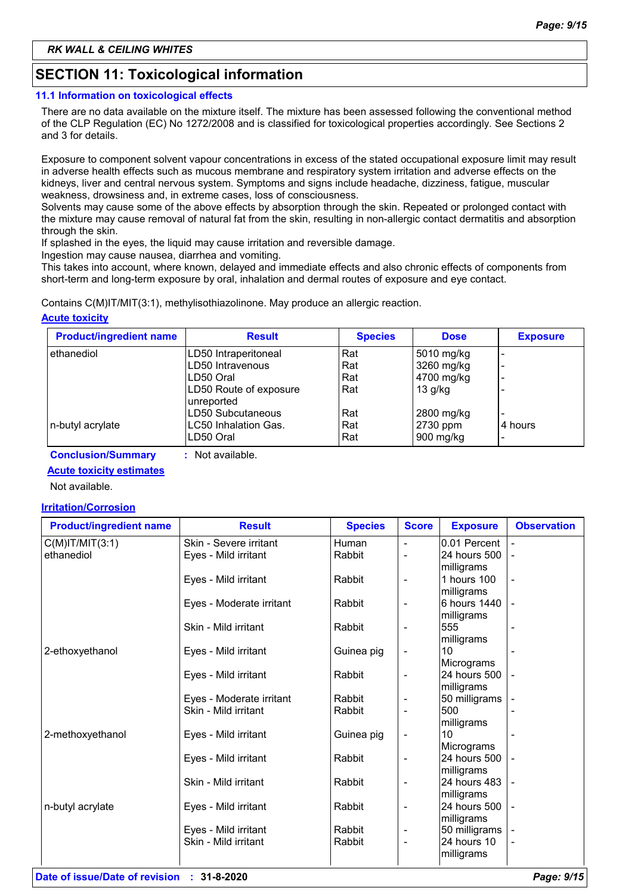RK WALL & CEILING WHITES

## SECTION 11: Toxicological information

### 11.1 Information on toxicological effects

There are no data available on the mixture itself. The mixture has been assessed following the conventional method of the CLP Regulation (EC) No 1272/2008 and is classified for toxicological properties accordingly. See Sections 2 and 3 for details.

Exposure to component solvent vapour concentrations in excess of the stated occupational exposure limit may result in adverse health effects such as mucous membrane and respiratory system irritation and adverse effects on the kidneys, liver and central nervous system. Symptoms and signs include headache, dizziness, fatigue, muscular weakness, drowsiness and, in extreme cases, loss of consciousness.
Solvents may cause some of the above effects by absorption through the skin. Repeated or prolonged contact with the mixture may cause removal of natural fat from the skin, resulting in non-allergic contact dermatitis and absorption through the skin.
If splashed in the eyes, the liquid may cause irritation and reversible damage.
Ingestion may cause nausea, diarrhea and vomiting.
This takes into account, where known, delayed and immediate effects and also chronic effects of components from short-term and long-term exposure by oral, inhalation and dermal routes of exposure and eye contact.

Contains C(M)IT/MIT(3:1), methylisothiazolinone. May produce an allergic reaction.

**Acute toxicity**

| Product/ingredient name | Result | Species | Dose | Exposure |
|---|---|---|---|---|
| ethanediol | LD50 Intraperitoneal | Rat | 5010 mg/kg | - |
| | LD50 Intravenous | Rat | 3260 mg/kg | - |
| | LD50 Oral | Rat | 4700 mg/kg | - |
| | LD50 Route of exposure unreported | Rat | 13 g/kg | - |
| | LD50 Subcutaneous | Rat | 2800 mg/kg | - |
| n-butyl acrylate | LC50 Inhalation Gas. | Rat | 2730 ppm | 4 hours |
| | LD50 Oral | Rat | 900 mg/kg | - |

**Conclusion/Summary** : Not available.

**Acute toxicity estimates**

Not available.

**Irritation/Corrosion**

| Product/ingredient name | Result | Species | Score | Exposure | Observation |
|---|---|---|---|---|---|
| C(M)IT/MIT(3:1) | Skin - Severe irritant | Human | - | 0.01 Percent | - |
| ethanediol | Eyes - Mild irritant | Rabbit | - | 24 hours 500 milligrams | - |
| | Eyes - Mild irritant | Rabbit | - | 1 hours 100 milligrams | - |
| | Eyes - Moderate irritant | Rabbit | - | 6 hours 1440 milligrams | - |
| | Skin - Mild irritant | Rabbit | - | 555 milligrams | - |
| 2-ethoxyethanol | Eyes - Mild irritant | Guinea pig | - | 10 Micrograms | - |
| | Eyes - Mild irritant | Rabbit | - | 24 hours 500 milligrams | - |
| | Eyes - Moderate irritant | Rabbit | - | 50 milligrams | - |
| | Skin - Mild irritant | Rabbit | - | 500 milligrams | - |
| 2-methoxyethanol | Eyes - Mild irritant | Guinea pig | - | 10 Micrograms | - |
| | Eyes - Mild irritant | Rabbit | - | 24 hours 500 milligrams | - |
| | Skin - Mild irritant | Rabbit | - | 24 hours 483 milligrams | - |
| n-butyl acrylate | Eyes - Mild irritant | Rabbit | - | 24 hours 500 milligrams | - |
| | Eyes - Mild irritant | Rabbit | - | 50 milligrams | - |
| | Skin - Mild irritant | Rabbit | - | 24 hours 10 milligrams | - |

Date of issue/Date of revision : 31-8-2020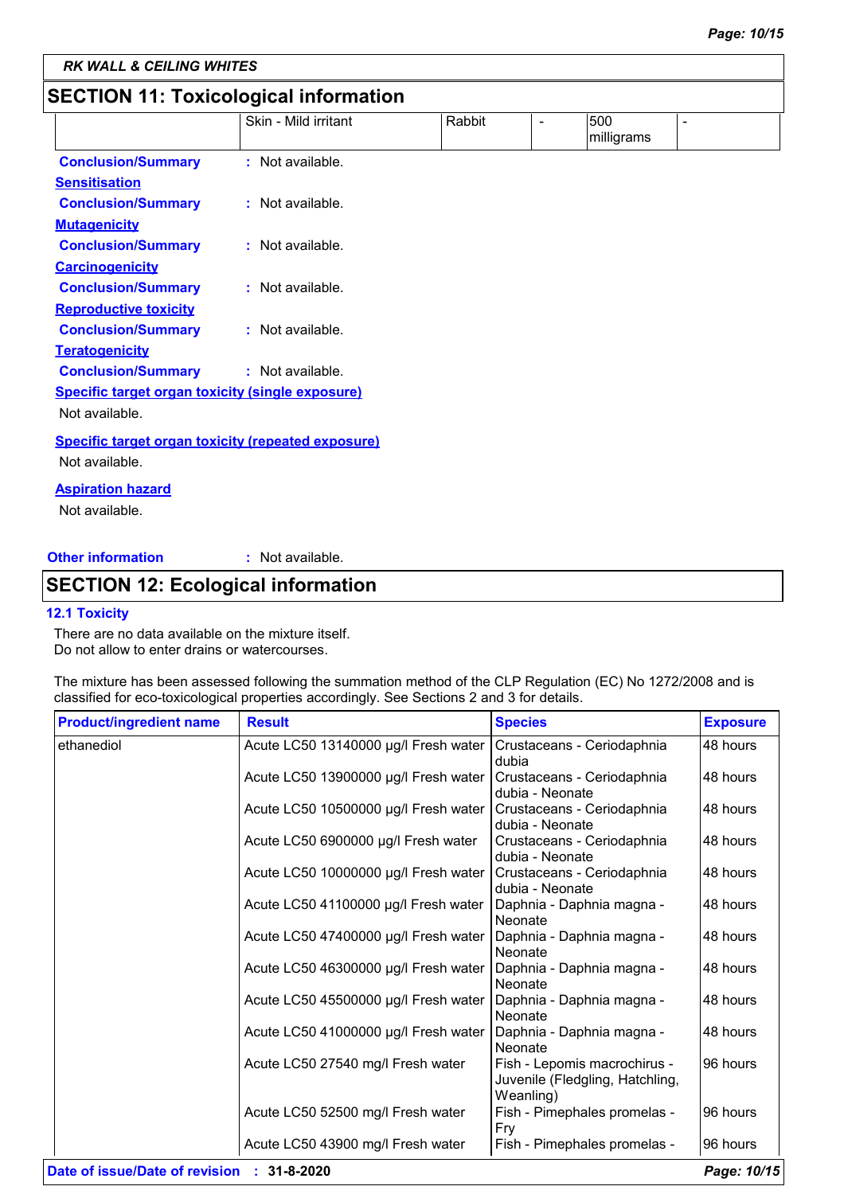## SECTION 11: Toxicological information

| | Skin - Mild irritant | Rabbit | - | 500 milligrams | - |
|---|---|---|---|---|---|

**Conclusion/Summary** : Not available.

**Sensitisation**

**Conclusion/Summary** : Not available.

**Mutagenicity**

**Conclusion/Summary** : Not available.

**Carcinogenicity**

**Conclusion/Summary** : Not available.

**Reproductive toxicity**

**Conclusion/Summary** : Not available.

**Teratogenicity**

**Conclusion/Summary** : Not available.

**Specific target organ toxicity (single exposure)**

Not available.

**Specific target organ toxicity (repeated exposure)**

Not available.

**Aspiration hazard**

Not available.

**Other information** : Not available.

## SECTION 12: Ecological information

### 12.1 Toxicity

There are no data available on the mixture itself.
Do not allow to enter drains or watercourses.

The mixture has been assessed following the summation method of the CLP Regulation (EC) No 1272/2008 and is classified for eco-toxicological properties accordingly. See Sections 2 and 3 for details.

| Product/ingredient name | Result | Species | Exposure |
|---|---|---|---|
| ethanediol | Acute LC50 13140000 µg/l Fresh water | Crustaceans - Ceriodaphnia dubia | 48 hours |
| | Acute LC50 13900000 µg/l Fresh water | Crustaceans - Ceriodaphnia dubia - Neonate | 48 hours |
| | Acute LC50 10500000 µg/l Fresh water | Crustaceans - Ceriodaphnia dubia - Neonate | 48 hours |
| | Acute LC50 6900000 µg/l Fresh water | Crustaceans - Ceriodaphnia dubia - Neonate | 48 hours |
| | Acute LC50 10000000 µg/l Fresh water | Crustaceans - Ceriodaphnia dubia - Neonate | 48 hours |
| | Acute LC50 41100000 µg/l Fresh water | Daphnia - Daphnia magna - Neonate | 48 hours |
| | Acute LC50 47400000 µg/l Fresh water | Daphnia - Daphnia magna - Neonate | 48 hours |
| | Acute LC50 46300000 µg/l Fresh water | Daphnia - Daphnia magna - Neonate | 48 hours |
| | Acute LC50 45500000 µg/l Fresh water | Daphnia - Daphnia magna - Neonate | 48 hours |
| | Acute LC50 41000000 µg/l Fresh water | Daphnia - Daphnia magna - Neonate | 48 hours |
| | Acute LC50 27540 mg/l Fresh water | Fish - Lepomis macrochirus - Juvenile (Fledgling, Hatchling, Weanling) | 96 hours |
| | Acute LC50 52500 mg/l Fresh water | Fish - Pimephales promelas - Fry | 96 hours |
| | Acute LC50 43900 mg/l Fresh water | Fish - Pimephales promelas - | 96 hours |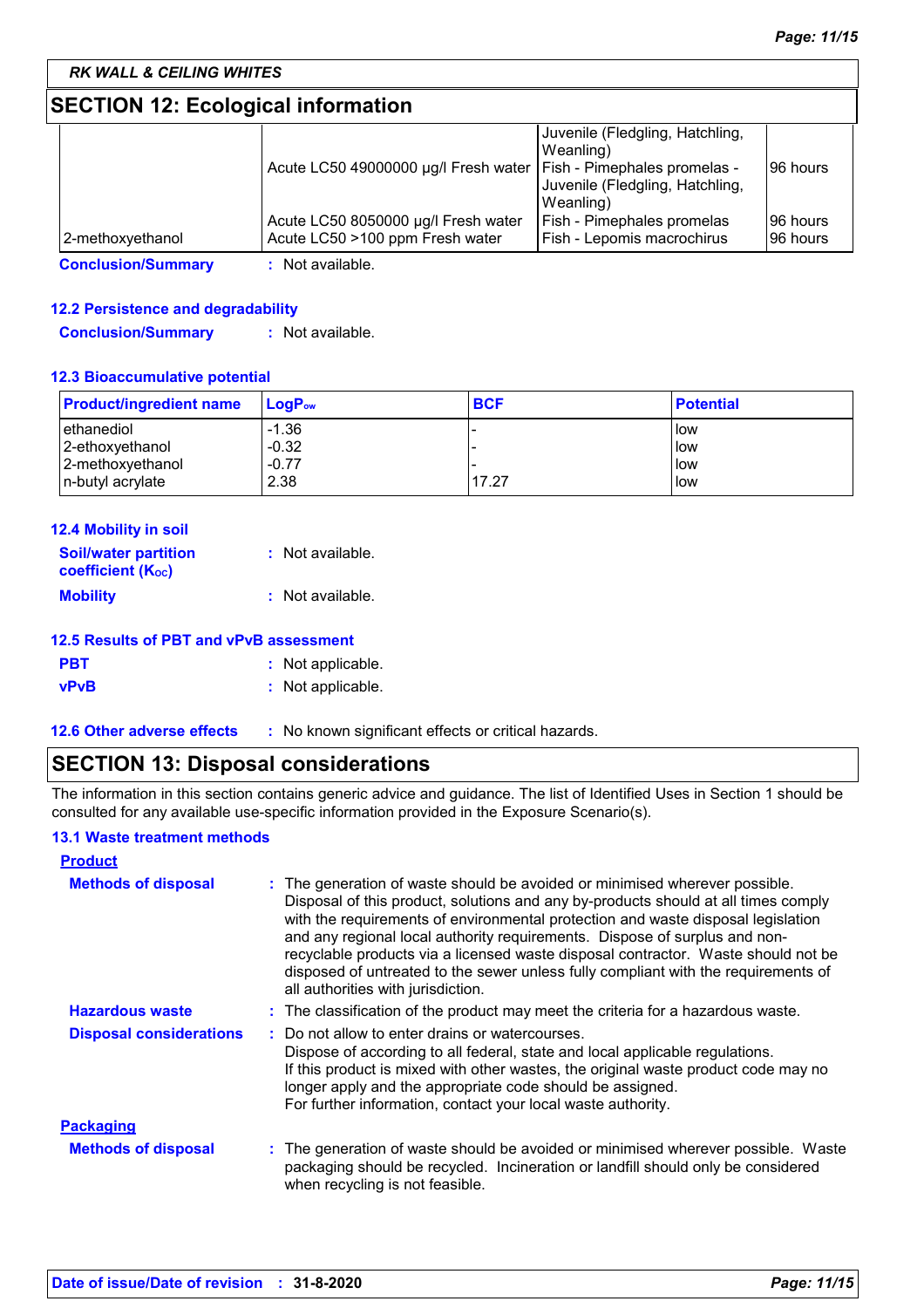## SECTION 12: Ecological information

| | | | |
|---|---|---|---|
| | | Juvenile (Fledgling, Hatchling, Weanling) | |
| | Acute LC50 49000000 µg/l Fresh water | Fish - Pimephales promelas - Juvenile (Fledgling, Hatchling, Weanling) | 96 hours |
| | Acute LC50 8050000 µg/l Fresh water | Fish - Pimephales promelas | 96 hours |
| 2-methoxyethanol | Acute LC50 >100 ppm Fresh water | Fish - Lepomis macrochirus | 96 hours |

**Conclusion/Summary** : Not available.

### 12.2 Persistence and degradability

**Conclusion/Summary** : Not available.

### 12.3 Bioaccumulative potential

| Product/ingredient name | $LogP_{ow}$ | BCF | Potential |
|---|---|---|---|
| ethanediol | -1.36 | - | low |
| 2-ethoxyethanol | -0.32 | - | low |
| 2-methoxyethanol | -0.77 | - | low |
| n-butyl acrylate | 2.38 | 17.27 | low |

### 12.4 Mobility in soil

**Soil/water partition coefficient ($K_{OC}$)** : Not available.

**Mobility** : Not available.

### 12.5 Results of PBT and vPvB assessment

**PBT** : Not applicable.

**vPvB** : Not applicable.

**12.6 Other adverse effects** : No known significant effects or critical hazards.

## SECTION 13: Disposal considerations

The information in this section contains generic advice and guidance. The list of Identified Uses in Section 1 should be consulted for any available use-specific information provided in the Exposure Scenario(s).

### 13.1 Waste treatment methods

**Product**

**Methods of disposal** : The generation of waste should be avoided or minimised wherever possible. Disposal of this product, solutions and any by-products should at all times comply with the requirements of environmental protection and waste disposal legislation and any regional local authority requirements. Dispose of surplus and non-recyclable products via a licensed waste disposal contractor. Waste should not be disposed of untreated to the sewer unless fully compliant with the requirements of all authorities with jurisdiction.

**Hazardous waste** : The classification of the product may meet the criteria for a hazardous waste.

**Disposal considerations** : Do not allow to enter drains or watercourses.
Dispose of according to all federal, state and local applicable regulations.
If this product is mixed with other wastes, the original waste product code may no longer apply and the appropriate code should be assigned.
For further information, contact your local waste authority.

**Packaging**

**Methods of disposal** : The generation of waste should be avoided or minimised wherever possible. Waste packaging should be recycled. Incineration or landfill should only be considered when recycling is not feasible.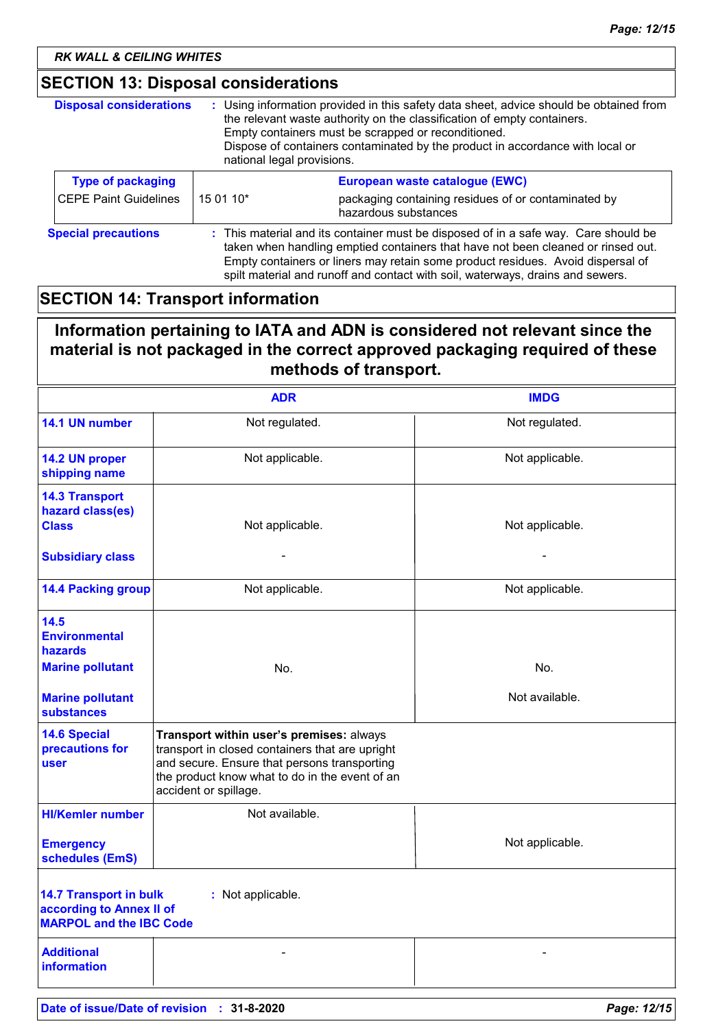## SECTION 13: Disposal considerations

**Disposal considerations** : Using information provided in this safety data sheet, advice should be obtained from the relevant waste authority on the classification of empty containers.
Empty containers must be scrapped or reconditioned.
Dispose of containers contaminated by the product in accordance with local or national legal provisions.

| Type of packaging | European waste catalogue (EWC) | |
|---|---|---|
| CEPE Paint Guidelines | 15 01 10* | packaging containing residues of or contaminated by hazardous substances |

**Special precautions** : This material and its container must be disposed of in a safe way. Care should be taken when handling emptied containers that have not been cleaned or rinsed out. Empty containers or liners may retain some product residues. Avoid dispersal of spilt material and runoff and contact with soil, waterways, drains and sewers.

## SECTION 14: Transport information

**Information pertaining to IATA and ADN is considered not relevant since the material is not packaged in the correct approved packaging required of these methods of transport.**

| | ADR | IMDG |
|---|---|---|
| **14.1 UN number** | Not regulated. | Not regulated. |
| **14.2 UN proper shipping name** | Not applicable. | Not applicable. |
| **14.3 Transport hazard class(es) Class** | Not applicable. | Not applicable. |
| **Subsidiary class** | - | - |
| **14.4 Packing group** | Not applicable. | Not applicable. |
| **14.5 Environmental hazards Marine pollutant** | No. | No. |
| **Marine pollutant substances** | | Not available. |
| **14.6 Special precautions for user** | **Transport within user's premises:** always transport in closed containers that are upright and secure. Ensure that persons transporting the product know what to do in the event of an accident or spillage. | |
| **HI/Kemler number** | Not available. | |
| **Emergency schedules (EmS)** | | Not applicable. |

**14.7 Transport in bulk according to Annex II of MARPOL and the IBC Code** : Not applicable.

| | | |
|---|---|---|
| **Additional information** | - | - |

**Date of issue/Date of revision** : 31-8-2020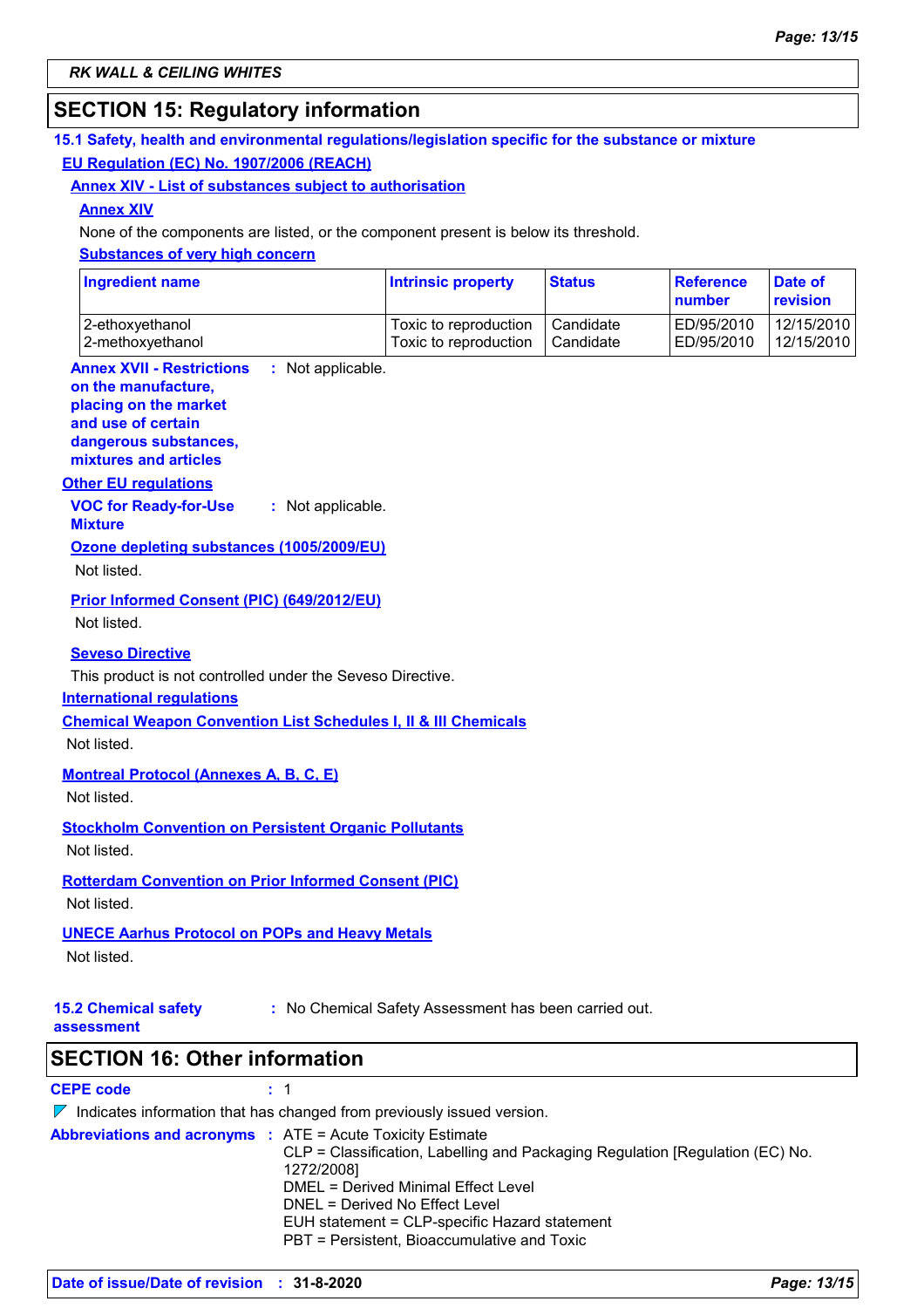RK WALL & CEILING WHITES

## SECTION 15: Regulatory information

### 15.1 Safety, health and environmental regulations/legislation specific for the substance or mixture

**EU Regulation (EC) No. 1907/2006 (REACH)**

**Annex XIV - List of substances subject to authorisation**

**Annex XIV**

None of the components are listed, or the component present is below its threshold.

**Substances of very high concern**

| Ingredient name | Intrinsic property | Status | Reference number | Date of revision |
|---|---|---|---|---|
| 2-ethoxyethanol | Toxic to reproduction | Candidate | ED/95/2010 | 12/15/2010 |
| 2-methoxyethanol | Toxic to reproduction | Candidate | ED/95/2010 | 12/15/2010 |

**Annex XVII - Restrictions on the manufacture, placing on the market and use of certain dangerous substances, mixtures and articles** : Not applicable.

**Other EU regulations**

**VOC for Ready-for-Use Mixture** : Not applicable.

**Ozone depleting substances (1005/2009/EU)**

Not listed.

**Prior Informed Consent (PIC) (649/2012/EU)**

Not listed.

**Seveso Directive**

This product is not controlled under the Seveso Directive.

**International regulations**

**Chemical Weapon Convention List Schedules I, II & III Chemicals**

Not listed.

**Montreal Protocol (Annexes A, B, C, E)**

Not listed.

**Stockholm Convention on Persistent Organic Pollutants**

Not listed.

**Rotterdam Convention on Prior Informed Consent (PIC)**

Not listed.

**UNECE Aarhus Protocol on POPs and Heavy Metals**

Not listed.

**15.2 Chemical safety assessment** : No Chemical Safety Assessment has been carried out.

## SECTION 16: Other information

**CEPE code** : 1

Indicates information that has changed from previously issued version.

**Abbreviations and acronyms** : ATE = Acute Toxicity Estimate
CLP = Classification, Labelling and Packaging Regulation [Regulation (EC) No. 1272/2008]
DMEL = Derived Minimal Effect Level
DNEL = Derived No Effect Level
EUH statement = CLP-specific Hazard statement
PBT = Persistent, Bioaccumulative and Toxic

**Date of issue/Date of revision** : 31-8-2020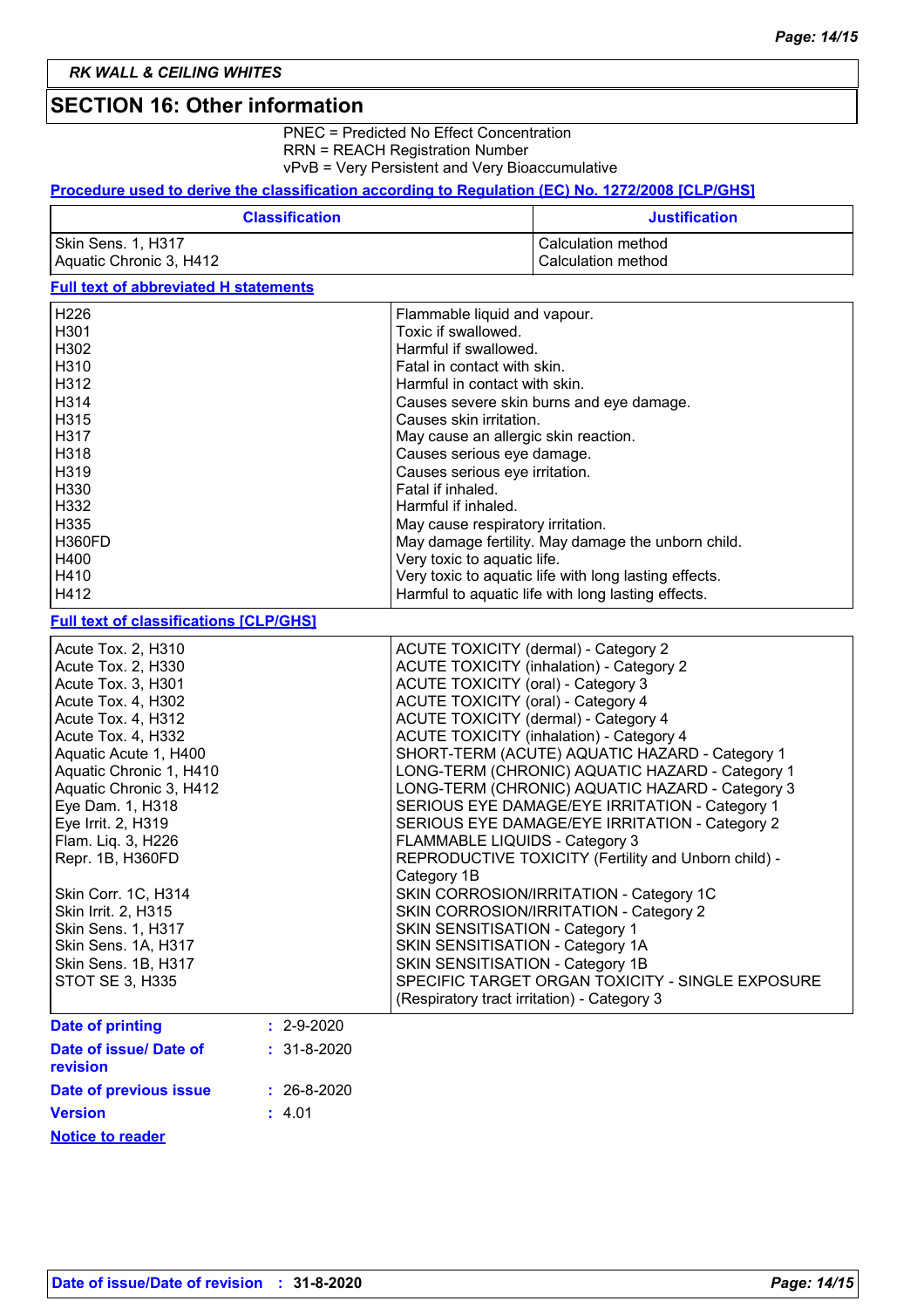## SECTION 16: Other information

PNEC = Predicted No Effect Concentration
RRN = REACH Registration Number
vPvB = Very Persistent and Very Bioaccumulative

**Procedure used to derive the classification according to Regulation (EC) No. 1272/2008 [CLP/GHS]**

| Classification | Justification |
|---|---|
| Skin Sens. 1, H317<br>Aquatic Chronic 3, H412 | Calculation method<br>Calculation method |

**Full text of abbreviated H statements**

| | |
|---|---|
| H226 | Flammable liquid and vapour. |
| H301 | Toxic if swallowed. |
| H302 | Harmful if swallowed. |
| H310 | Fatal in contact with skin. |
| H312 | Harmful in contact with skin. |
| H314 | Causes severe skin burns and eye damage. |
| H315 | Causes skin irritation. |
| H317 | May cause an allergic skin reaction. |
| H318 | Causes serious eye damage. |
| H319 | Causes serious eye irritation. |
| H330 | Fatal if inhaled. |
| H332 | Harmful if inhaled. |
| H335 | May cause respiratory irritation. |
| H360FD | May damage fertility. May damage the unborn child. |
| H400 | Very toxic to aquatic life. |
| H410 | Very toxic to aquatic life with long lasting effects. |
| H412 | Harmful to aquatic life with long lasting effects. |

**Full text of classifications [CLP/GHS]**

| | |
|---|---|
| Acute Tox. 2, H310 | ACUTE TOXICITY (dermal) - Category 2 |
| Acute Tox. 2, H330 | ACUTE TOXICITY (inhalation) - Category 2 |
| Acute Tox. 3, H301 | ACUTE TOXICITY (oral) - Category 3 |
| Acute Tox. 4, H302 | ACUTE TOXICITY (oral) - Category 4 |
| Acute Tox. 4, H312 | ACUTE TOXICITY (dermal) - Category 4 |
| Acute Tox. 4, H332 | ACUTE TOXICITY (inhalation) - Category 4 |
| Aquatic Acute 1, H400 | SHORT-TERM (ACUTE) AQUATIC HAZARD - Category 1 |
| Aquatic Chronic 1, H410 | LONG-TERM (CHRONIC) AQUATIC HAZARD - Category 1 |
| Aquatic Chronic 3, H412 | LONG-TERM (CHRONIC) AQUATIC HAZARD - Category 3 |
| Eye Dam. 1, H318 | SERIOUS EYE DAMAGE/EYE IRRITATION - Category 1 |
| Eye Irrit. 2, H319 | SERIOUS EYE DAMAGE/EYE IRRITATION - Category 2 |
| Flam. Liq. 3, H226 | FLAMMABLE LIQUIDS - Category 3 |
| Repr. 1B, H360FD | REPRODUCTIVE TOXICITY (Fertility and Unborn child) - Category 1B |
| Skin Corr. 1C, H314 | SKIN CORROSION/IRRITATION - Category 1C |
| Skin Irrit. 2, H315 | SKIN CORROSION/IRRITATION - Category 2 |
| Skin Sens. 1, H317 | SKIN SENSITISATION - Category 1 |
| Skin Sens. 1A, H317 | SKIN SENSITISATION - Category 1A |
| Skin Sens. 1B, H317 | SKIN SENSITISATION - Category 1B |
| STOT SE 3, H335 | SPECIFIC TARGET ORGAN TOXICITY - SINGLE EXPOSURE (Respiratory tract irritation) - Category 3 |

**Date of printing** : 2-9-2020

**Date of issue/ Date of revision** : 31-8-2020

**Date of previous issue** : 26-8-2020

**Version** : 4.01

**Notice to reader**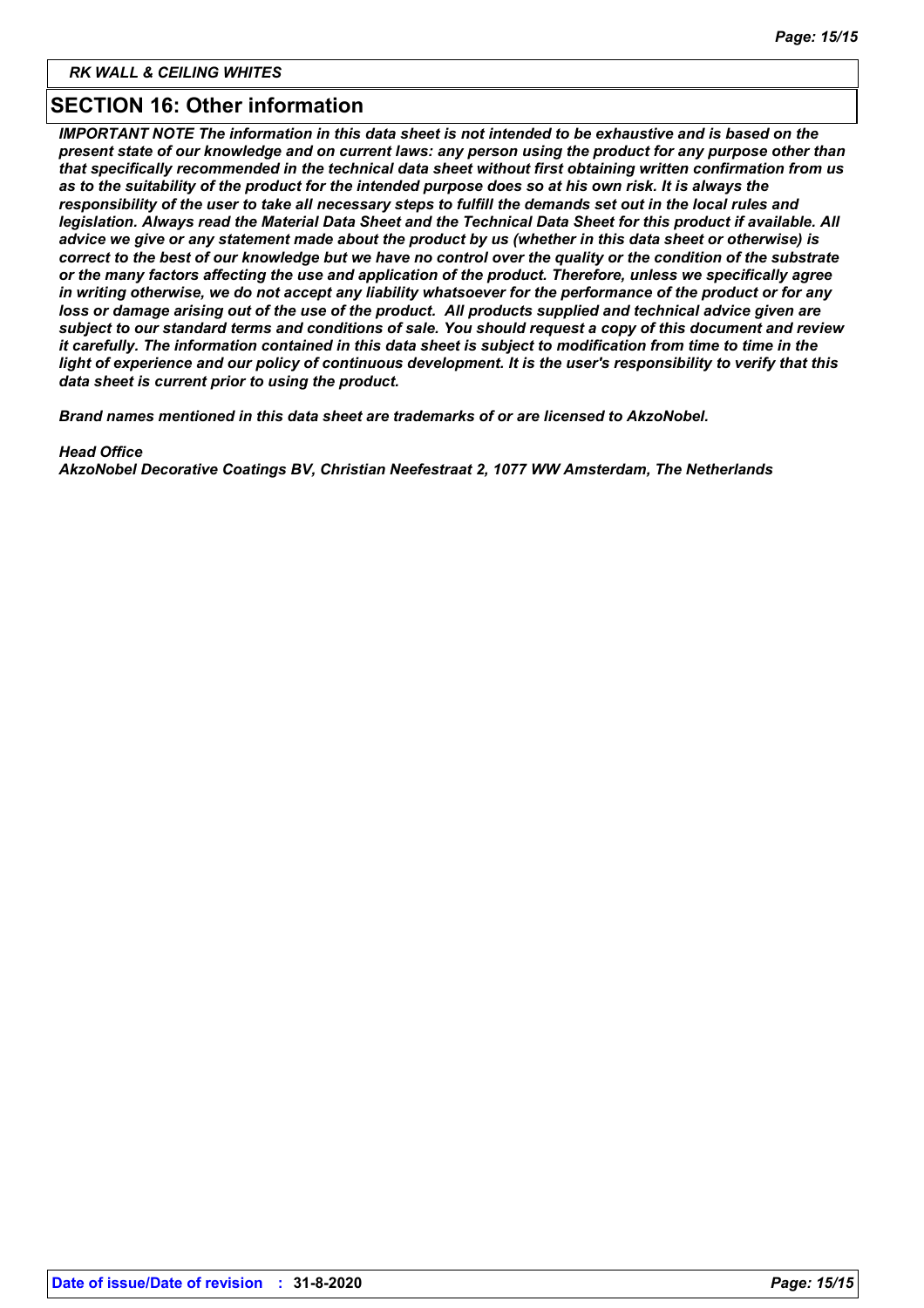## SECTION 16: Other information

***IMPORTANT NOTE The information in this data sheet is not intended to be exhaustive and is based on the present state of our knowledge and on current laws: any person using the product for any purpose other than that specifically recommended in the technical data sheet without first obtaining written confirmation from us as to the suitability of the product for the intended purpose does so at his own risk. It is always the responsibility of the user to take all necessary steps to fulfill the demands set out in the local rules and legislation. Always read the Material Data Sheet and the Technical Data Sheet for this product if available. All advice we give or any statement made about the product by us (whether in this data sheet or otherwise) is correct to the best of our knowledge but we have no control over the quality or the condition of the substrate or the many factors affecting the use and application of the product. Therefore, unless we specifically agree in writing otherwise, we do not accept any liability whatsoever for the performance of the product or for any loss or damage arising out of the use of the product. All products supplied and technical advice given are subject to our standard terms and conditions of sale. You should request a copy of this document and review it carefully. The information contained in this data sheet is subject to modification from time to time in the light of experience and our policy of continuous development. It is the user's responsibility to verify that this data sheet is current prior to using the product.***

***Brand names mentioned in this data sheet are trademarks of or are licensed to AkzoNobel.***

***Head Office***
***AkzoNobel Decorative Coatings BV, Christian Neefestraat 2, 1077 WW Amsterdam, The Netherlands***

**Date of issue/Date of revision : 31-8-2020**